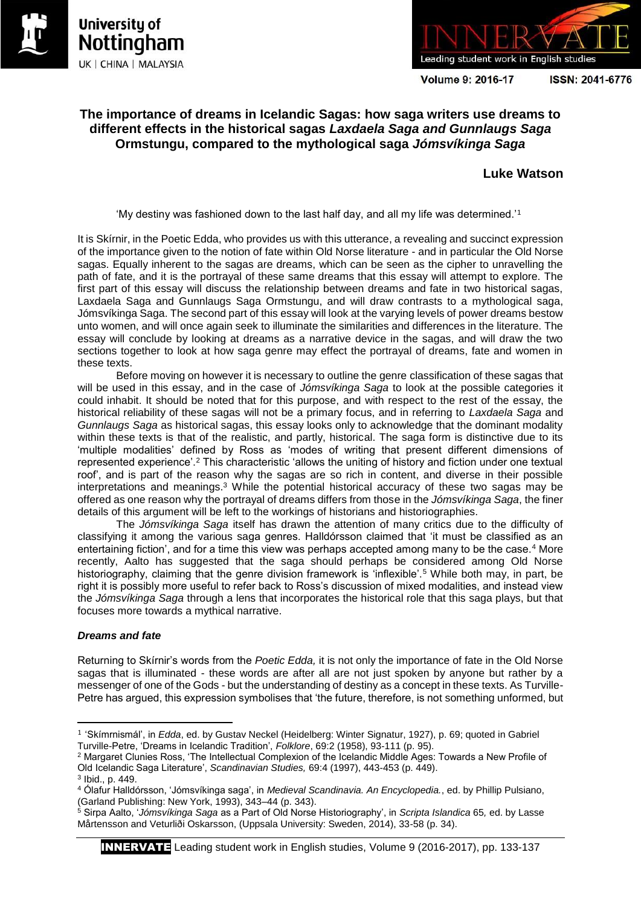# The importance of dreams in Icelandic Sagas: how saga writers use dreams to different effects in the historical sagas *Laxdaela Saga and Gunnlaugs Saga* Ormstungu, compared to the mythological saga *Jómsvíkinga Saga*

**Luke Watson**

'My destiny was fashioned down to the last half day, and all my life was determined.'[1]

It is Skírnir, in the Poetic Edda, who provides us with this utterance, a revealing and succinct expression of the importance given to the notion of fate within Old Norse literature - and in particular the Old Norse sagas. Equally inherent to the sagas are dreams, which can be seen as the cipher to unravelling the path of fate, and it is the portrayal of these same dreams that this essay will attempt to explore. The first part of this essay will discuss the relationship between dreams and fate in two historical sagas, Laxdaela Saga and Gunnlaugs Saga Ormstungu, and will draw contrasts to a mythological saga, Jómsvíkinga Saga. The second part of this essay will look at the varying levels of power dreams bestow unto women, and will once again seek to illuminate the similarities and differences in the literature. The essay will conclude by looking at dreams as a narrative device in the sagas, and will draw the two sections together to look at how saga genre may effect the portrayal of dreams, fate and women in these texts.

Before moving on however it is necessary to outline the genre classification of these sagas that will be used in this essay, and in the case of *Jómsvíkinga Saga* to look at the possible categories it could inhabit. It should be noted that for this purpose, and with respect to the rest of the essay, the historical reliability of these sagas will not be a primary focus, and in referring to *Laxdaela Saga* and *Gunnlaugs Saga* as historical sagas, this essay looks only to acknowledge that the dominant modality within these texts is that of the realistic, and partly, historical. The saga form is distinctive due to its 'multiple modalities' defined by Ross as 'modes of writing that present different dimensions of represented experience'.[2] This characteristic 'allows the uniting of history and fiction under one textual roof', and is part of the reason why the sagas are so rich in content, and diverse in their possible interpretations and meanings.[3] While the potential historical accuracy of these two sagas may be offered as one reason why the portrayal of dreams differs from those in the *Jómsvíkinga Saga*, the finer details of this argument will be left to the workings of historians and historiographies.

The *Jómsvíkinga Saga* itself has drawn the attention of many critics due to the difficulty of classifying it among the various saga genres. Halldórsson claimed that 'it must be classified as an entertaining fiction', and for a time this view was perhaps accepted among many to be the case.[4] More recently, Aalto has suggested that the saga should perhaps be considered among Old Norse historiography, claiming that the genre division framework is 'inflexible'.[5] While both may, in part, be right it is possibly more useful to refer back to Ross's discussion of mixed modalities, and instead view the *Jómsvíkinga Saga* through a lens that incorporates the historical role that this saga plays, but that focuses more towards a mythical narrative.

### *Dreams and fate*

Returning to Skírnir's words from the *Poetic Edda,* it is not only the importance of fate in the Old Norse sagas that is illuminated - these words are after all are not just spoken by anyone but rather by a messenger of one of the Gods - but the understanding of destiny as a concept in these texts. As Turville-Petre has argued, this expression symbolises that 'the future, therefore, is not something unformed, but

---

[1] 'Skírnrnismál', in *Edda*, ed. by Gustav Neckel (Heidelberg: Winter Signatur, 1927), p. 69; quoted in Gabriel Turville-Petre, 'Dreams in Icelandic Tradition', *Folklore*, 69:2 (1958), 93-111 (p. 95).

[2] Margaret Clunies Ross, 'The Intellectual Complexion of the Icelandic Middle Ages: Towards a New Profile of Old Icelandic Saga Literature', *Scandinavian Studies,* 69:4 (1997), 443-453 (p. 449).

[3] Ibid., p. 449.

[4] Ólafur Halldórsson, 'Jómsvíkinga saga', in *Medieval Scandinavia. An Encyclopedia.*, ed. by Phillip Pulsiano, (Garland Publishing: New York, 1993), 343–44 (p. 343).

[5] Sirpa Aalto, '*Jómsvíkinga Saga* as a Part of Old Norse Historiography', in *Scripta Islandica* 65*,* ed. by Lasse Mårtensson and Veturliði Oskarsson, (Uppsala University: Sweden, 2014), 33-58 (p. 34).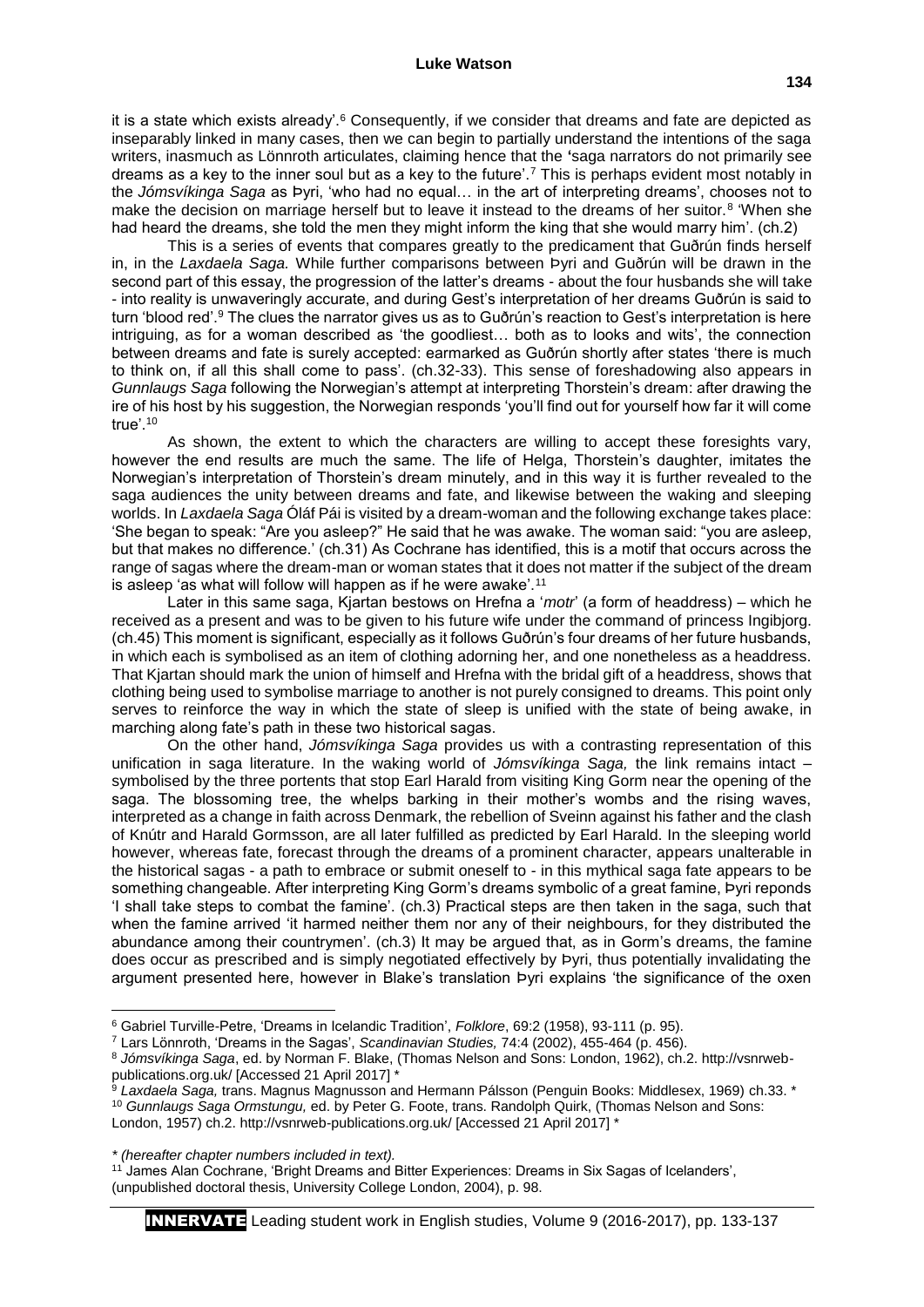it is a state which exists already'.[6] Consequently, if we consider that dreams and fate are depicted as inseparably linked in many cases, then we can begin to partially understand the intentions of the saga writers, inasmuch as Lönnroth articulates, claiming hence that the 'saga narrators do not primarily see dreams as a key to the inner soul but as a key to the future'.[7] This is perhaps evident most notably in the *Jómsvíkinga Saga* as Þyri, 'who had no equal… in the art of interpreting dreams', chooses not to make the decision on marriage herself but to leave it instead to the dreams of her suitor.[8] 'When she had heard the dreams, she told the men they might inform the king that she would marry him'. (ch.2)

This is a series of events that compares greatly to the predicament that Guðrún finds herself in, in the *Laxdaela Saga.* While further comparisons between Þyri and Guðrún will be drawn in the second part of this essay, the progression of the latter's dreams - about the four husbands she will take - into reality is unwaveringly accurate, and during Gest's interpretation of her dreams Guðrún is said to turn 'blood red'.[9] The clues the narrator gives us as to Guðrún's reaction to Gest's interpretation is here intriguing, as for a woman described as 'the goodliest… both as to looks and wits', the connection between dreams and fate is surely accepted: earmarked as Guðrún shortly after states 'there is much to think on, if all this shall come to pass'. (ch.32-33). This sense of foreshadowing also appears in *Gunnlaugs Saga* following the Norwegian's attempt at interpreting Thorstein's dream: after drawing the ire of his host by his suggestion, the Norwegian responds 'you'll find out for yourself how far it will come true'.[10]

As shown, the extent to which the characters are willing to accept these foresights vary, however the end results are much the same. The life of Helga, Thorstein's daughter, imitates the Norwegian's interpretation of Thorstein's dream minutely, and in this way it is further revealed to the saga audiences the unity between dreams and fate, and likewise between the waking and sleeping worlds. In *Laxdaela Saga* Óláf Pái is visited by a dream-woman and the following exchange takes place: 'She began to speak: "Are you asleep?" He said that he was awake. The woman said: "you are asleep, but that makes no difference.' (ch.31) As Cochrane has identified, this is a motif that occurs across the range of sagas where the dream-man or woman states that it does not matter if the subject of the dream is asleep 'as what will follow will happen as if he were awake'.[11]

Later in this same saga, Kjartan bestows on Hrefna a '*motr*' (a form of headdress) – which he received as a present and was to be given to his future wife under the command of princess Ingibjorg. (ch.45) This moment is significant, especially as it follows Guðrún's four dreams of her future husbands, in which each is symbolised as an item of clothing adorning her, and one nonetheless as a headdress. That Kjartan should mark the union of himself and Hrefna with the bridal gift of a headdress, shows that clothing being used to symbolise marriage to another is not purely consigned to dreams. This point only serves to reinforce the way in which the state of sleep is unified with the state of being awake, in marching along fate's path in these two historical sagas.

On the other hand, *Jómsvíkinga Saga* provides us with a contrasting representation of this unification in saga literature. In the waking world of *Jómsvíkinga Saga,* the link remains intact – symbolised by the three portents that stop Earl Harald from visiting King Gorm near the opening of the saga. The blossoming tree, the whelps barking in their mother's wombs and the rising waves, interpreted as a change in faith across Denmark, the rebellion of Sveinn against his father and the clash of Knútr and Harald Gormsson, are all later fulfilled as predicted by Earl Harald. In the sleeping world however, whereas fate, forecast through the dreams of a prominent character, appears unalterable in the historical sagas - a path to embrace or submit oneself to - in this mythical saga fate appears to be something changeable. After interpreting King Gorm's dreams symbolic of a great famine, Þyri reponds 'I shall take steps to combat the famine'. (ch.3) Practical steps are then taken in the saga, such that when the famine arrived 'it harmed neither them nor any of their neighbours, for they distributed the abundance among their countrymen'. (ch.3) It may be argued that, as in Gorm's dreams, the famine does occur as prescribed and is simply negotiated effectively by Þyri, thus potentially invalidating the argument presented here, however in Blake's translation Þyri explains 'the significance of the oxen

---

[6] Gabriel Turville-Petre, 'Dreams in Icelandic Tradition', *Folklore*, 69:2 (1958), 93-111 (p. 95).

[7] Lars Lönnroth, 'Dreams in the Sagas', *Scandinavian Studies,* 74:4 (2002), 455-464 (p. 456).

[8] *Jómsvíkinga Saga*, ed. by Norman F. Blake, (Thomas Nelson and Sons: London, 1962), ch.2. http://vsnrweb-publications.org.uk/ [Accessed 21 April 2017] *

[9] *Laxdaela Saga,* trans. Magnus Magnusson and Hermann Pálsson (Penguin Books: Middlesex, 1969) ch.33. *

[10] *Gunnlaugs Saga Ormstungu,* ed. by Peter G. Foote, trans. Randolph Quirk, (Thomas Nelson and Sons: London, 1957) ch.2. http://vsnrweb-publications.org.uk/ [Accessed 21 April 2017] *

*\* (hereafter chapter numbers included in text).*

[11] James Alan Cochrane, 'Bright Dreams and Bitter Experiences: Dreams in Six Sagas of Icelanders', (unpublished doctoral thesis, University College London, 2004), p. 98.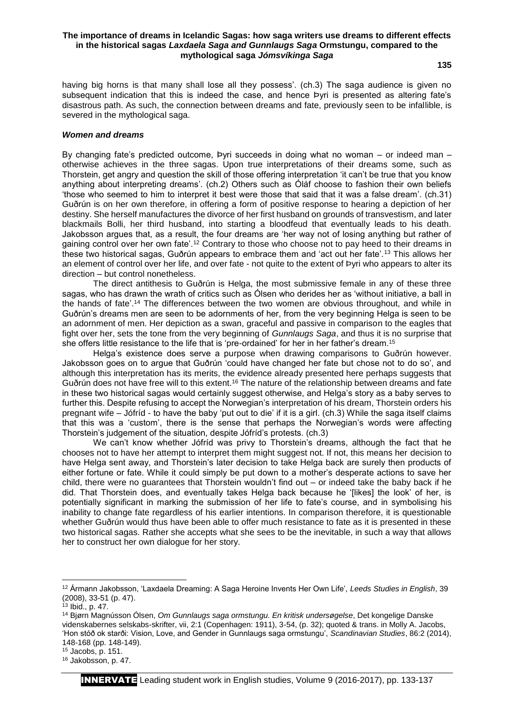having big horns is that many shall lose all they possess'. (ch.3) The saga audience is given no subsequent indication that this is indeed the case, and hence Þyri is presented as altering fate's disastrous path. As such, the connection between dreams and fate, previously seen to be infallible, is severed in the mythological saga.

### *Women and dreams*

By changing fate's predicted outcome, Þyri succeeds in doing what no woman – or indeed man – otherwise achieves in the three sagas. Upon true interpretations of their dreams some, such as Thorstein, get angry and question the skill of those offering interpretation 'it can't be true that you know anything about interpreting dreams'. (ch.2) Others such as Óláf choose to fashion their own beliefs 'those who seemed to him to interpret it best were those that said that it was a false dream'. (ch.31) Guðrún is on her own therefore, in offering a form of positive response to hearing a depiction of her destiny. She herself manufactures the divorce of her first husband on grounds of transvestism, and later blackmails Bolli, her third husband, into starting a bloodfeud that eventually leads to his death. Jakobsson argues that, as a result, the four dreams are 'her way of not losing anything but rather of gaining control over her own fate'.[12] Contrary to those who choose not to pay heed to their dreams in these two historical sagas, Guðrún appears to embrace them and 'act out her fate'.[13] This allows her an element of control over her life, and over fate - not quite to the extent of Þyri who appears to alter its direction – but control nonetheless.

The direct antithesis to Guðrún is Helga, the most submissive female in any of these three sagas, who has drawn the wrath of critics such as Ólsen who derides her as 'without initiative, a ball in the hands of fate'.[14] The differences between the two women are obvious throughout, and while in Guðrún's dreams men are seen to be adornments of her, from the very beginning Helga is seen to be an adornment of men. Her depiction as a swan, graceful and passive in comparison to the eagles that fight over her, sets the tone from the very beginning of *Gunnlaugs Saga*, and thus it is no surprise that she offers little resistance to the life that is 'pre-ordained' for her in her father's dream.[15]

Helga's existence does serve a purpose when drawing comparisons to Guðrún however. Jakobsson goes on to argue that Guðrún 'could have changed her fate but chose not to do so', and although this interpretation has its merits, the evidence already presented here perhaps suggests that Guðrún does not have free will to this extent.[16] The nature of the relationship between dreams and fate in these two historical sagas would certainly suggest otherwise, and Helga's story as a baby serves to further this. Despite refusing to accept the Norwegian's interpretation of his dream, Thorstein orders his pregnant wife – Jófríd - to have the baby 'put out to die' if it is a girl. (ch.3) While the saga itself claims that this was a 'custom', there is the sense that perhaps the Norwegian's words were affecting Thorstein's judgement of the situation, despite Jófríd's protests. (ch.3)

We can't know whether Jófríd was privy to Thorstein's dreams, although the fact that he chooses not to have her attempt to interpret them might suggest not. If not, this means her decision to have Helga sent away, and Thorstein's later decision to take Helga back are surely then products of either fortune or fate. While it could simply be put down to a mother's desperate actions to save her child, there were no guarantees that Thorstein wouldn't find out – or indeed take the baby back if he did. That Thorstein does, and eventually takes Helga back because he '[likes] the look' of her, is potentially significant in marking the submission of her life to fate's course, and in symbolising his inability to change fate regardless of his earlier intentions. In comparison therefore, it is questionable whether Guðrún would thus have been able to offer much resistance to fate as it is presented in these two historical sagas. Rather she accepts what she sees to be the inevitable, in such a way that allows her to construct her own dialogue for her story.

---

[12] Ármann Jakobsson, 'Laxdaela Dreaming: A Saga Heroine Invents Her Own Life', *Leeds Studies in English*, 39 (2008), 33-51 (p. 47).

[13] Ibid., p. 47.

[14] Bjørn Magnússon Ólsen, *Om Gunnlaugs saga ormstungu. En kritisk undersøgelse*, Det kongelige Danske videnskabernes selskabs-skrifter, vii, 2:1 (Copenhagen: 1911), 3-54, (p. 32); quoted & trans. in Molly A. Jacobs, 'Hon stóð ok starði: Vision, Love, and Gender in Gunnlaugs saga ormstungu', *Scandinavian Studies*, 86:2 (2014), 148-168 (pp. 148-149).

[15] Jacobs, p. 151.

[16] Jakobsson, p. 47.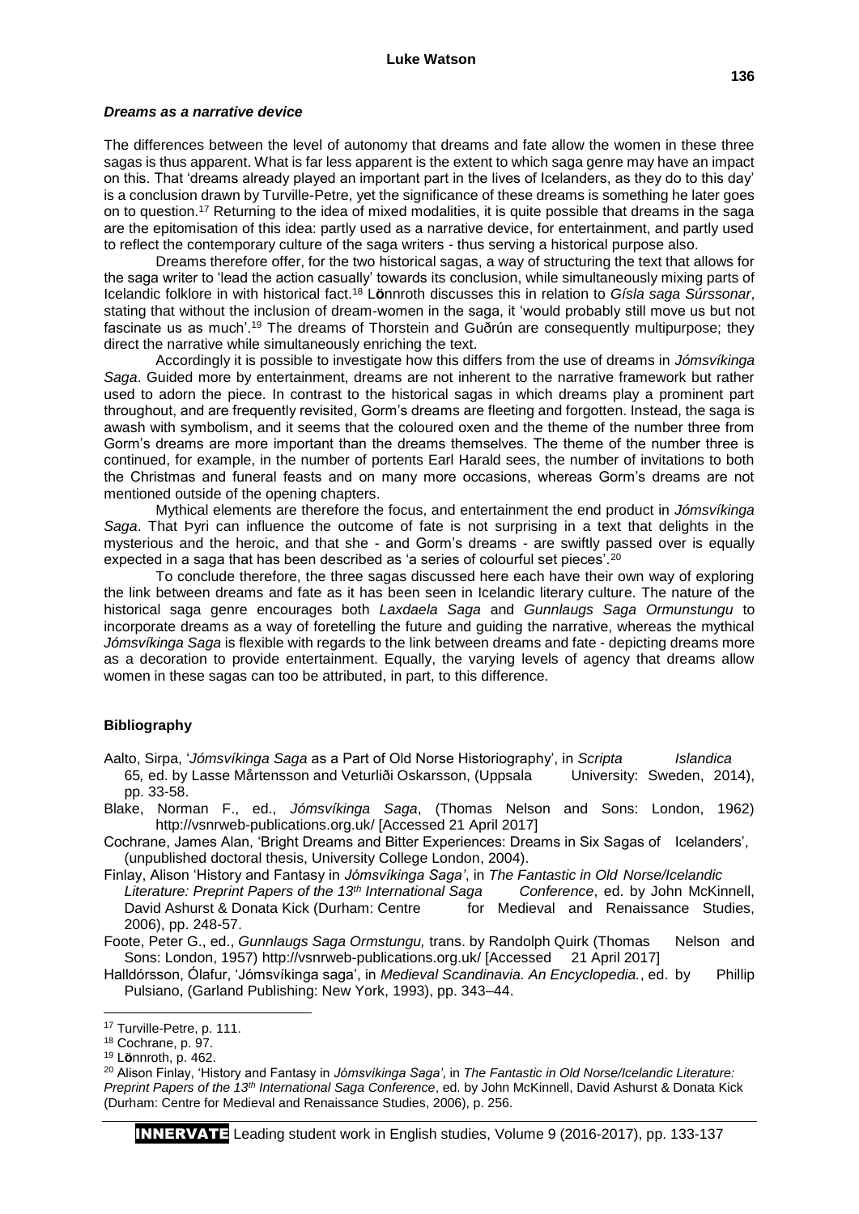### *Dreams as a narrative device*

The differences between the level of autonomy that dreams and fate allow the women in these three sagas is thus apparent. What is far less apparent is the extent to which saga genre may have an impact on this. That 'dreams already played an important part in the lives of Icelanders, as they do to this day' is a conclusion drawn by Turville-Petre, yet the significance of these dreams is something he later goes on to question.[17] Returning to the idea of mixed modalities, it is quite possible that dreams in the saga are the epitomisation of this idea: partly used as a narrative device, for entertainment, and partly used to reflect the contemporary culture of the saga writers - thus serving a historical purpose also.

Dreams therefore offer, for the two historical sagas, a way of structuring the text that allows for the saga writer to 'lead the action casually' towards its conclusion, while simultaneously mixing parts of Icelandic folklore in with historical fact.[18] Lönnroth discusses this in relation to *Gísla saga Súrssonar*, stating that without the inclusion of dream-women in the saga, it 'would probably still move us but not fascinate us as much'.[19] The dreams of Thorstein and Guðrún are consequently multipurpose; they direct the narrative while simultaneously enriching the text.

Accordingly it is possible to investigate how this differs from the use of dreams in *Jómsvíkinga Saga*. Guided more by entertainment, dreams are not inherent to the narrative framework but rather used to adorn the piece. In contrast to the historical sagas in which dreams play a prominent part throughout, and are frequently revisited, Gorm's dreams are fleeting and forgotten. Instead, the saga is awash with symbolism, and it seems that the coloured oxen and the theme of the number three from Gorm's dreams are more important than the dreams themselves. The theme of the number three is continued, for example, in the number of portents Earl Harald sees, the number of invitations to both the Christmas and funeral feasts and on many more occasions, whereas Gorm's dreams are not mentioned outside of the opening chapters.

Mythical elements are therefore the focus, and entertainment the end product in *Jómsvíkinga Saga*. That Þyri can influence the outcome of fate is not surprising in a text that delights in the mysterious and the heroic, and that she - and Gorm's dreams - are swiftly passed over is equally expected in a saga that has been described as 'a series of colourful set pieces'.[20]

To conclude therefore, the three sagas discussed here each have their own way of exploring the link between dreams and fate as it has been seen in Icelandic literary culture. The nature of the historical saga genre encourages both *Laxdaela Saga* and *Gunnlaugs Saga Ormunstungu* to incorporate dreams as a way of foretelling the future and guiding the narrative, whereas the mythical *Jómsvíkinga Saga* is flexible with regards to the link between dreams and fate - depicting dreams more as a decoration to provide entertainment. Equally, the varying levels of agency that dreams allow women in these sagas can too be attributed, in part, to this difference.

## Bibliography

Aalto, Sirpa, '*Jómsvíkinga Saga* as a Part of Old Norse Historiography', in *Scripta Islandica* 65, ed. by Lasse Mårtensson and Veturliði Oskarsson, (Uppsala University: Sweden, 2014), pp. 33-58.

Blake, Norman F., ed., *Jómsvíkinga Saga*, (Thomas Nelson and Sons: London, 1962) http://vsnrweb-publications.org.uk/ [Accessed 21 April 2017]

Cochrane, James Alan, 'Bright Dreams and Bitter Experiences: Dreams in Six Sagas of Icelanders', (unpublished doctoral thesis, University College London, 2004).

Finlay, Alison 'History and Fantasy in *Jómsvíkinga Saga'*, in *The Fantastic in Old Norse/Icelandic Literature: Preprint Papers of the 13th International Saga Conference*, ed. by John McKinnell, David Ashurst & Donata Kick (Durham: Centre for Medieval and Renaissance Studies, 2006), pp. 248-57.

Foote, Peter G., ed., *Gunnlaugs Saga Ormstungu,* trans. by Randolph Quirk (Thomas Nelson and Sons: London, 1957) http://vsnrweb-publications.org.uk/ [Accessed 21 April 2017]

Halldórsson, Ólafur, 'Jómsvíkinga saga', in *Medieval Scandinavia. An Encyclopedia.*, ed. by Phillip Pulsiano, (Garland Publishing: New York, 1993), pp. 343–44.

---

[17] Turville-Petre, p. 111.

[18] Cochrane, p. 97.

[19] Lönnroth, p. 462.

[20] Alison Finlay, 'History and Fantasy in *Jómsvíkinga Saga'*, in *The Fantastic in Old Norse/Icelandic Literature: Preprint Papers of the 13th International Saga Conference*, ed. by John McKinnell, David Ashurst & Donata Kick (Durham: Centre for Medieval and Renaissance Studies, 2006), p. 256.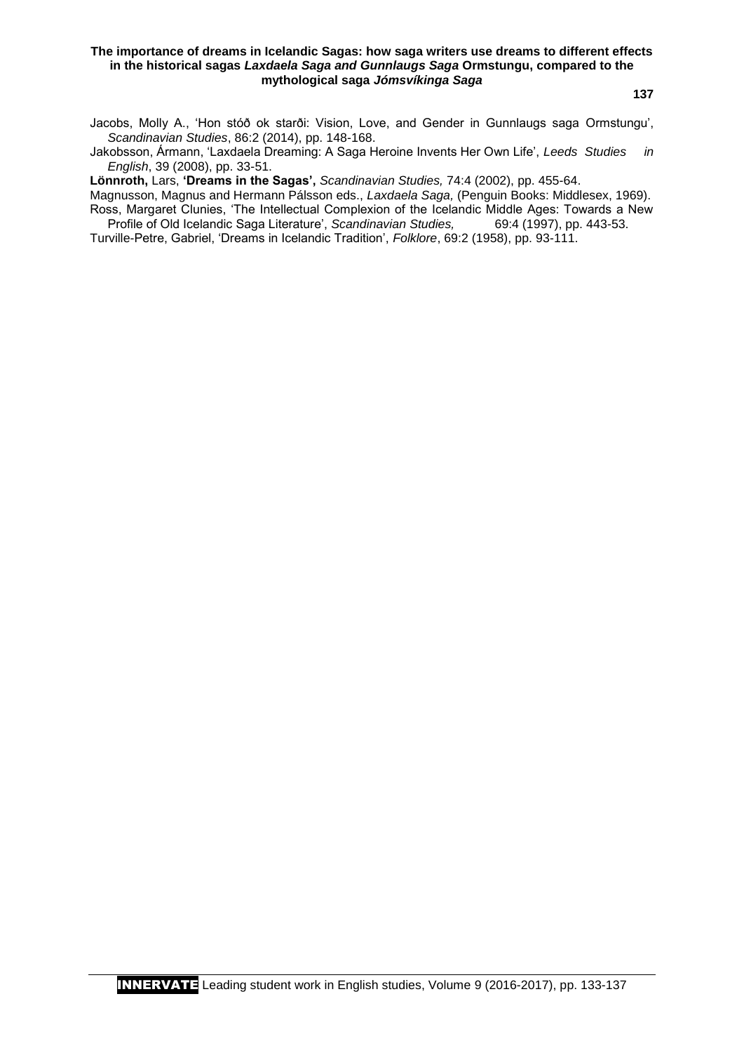Jacobs, Molly A., 'Hon stóð ok starði: Vision, Love, and Gender in Gunnlaugs saga Ormstungu', *Scandinavian Studies*, 86:2 (2014), pp. 148-168.

Jakobsson, Ármann, 'Laxdaela Dreaming: A Saga Heroine Invents Her Own Life', *Leeds Studies in English*, 39 (2008), pp. 33-51.

**Lönnroth,** Lars, **'Dreams in the Sagas',** *Scandinavian Studies,* 74:4 (2002), pp. 455-64.

Magnusson, Magnus and Hermann Pálsson eds., *Laxdaela Saga,* (Penguin Books: Middlesex, 1969).

Ross, Margaret Clunies, 'The Intellectual Complexion of the Icelandic Middle Ages: Towards a New Profile of Old Icelandic Saga Literature', *Scandinavian Studies,* 69:4 (1997), pp. 443-53.

Turville-Petre, Gabriel, 'Dreams in Icelandic Tradition', *Folklore*, 69:2 (1958), pp. 93-111.